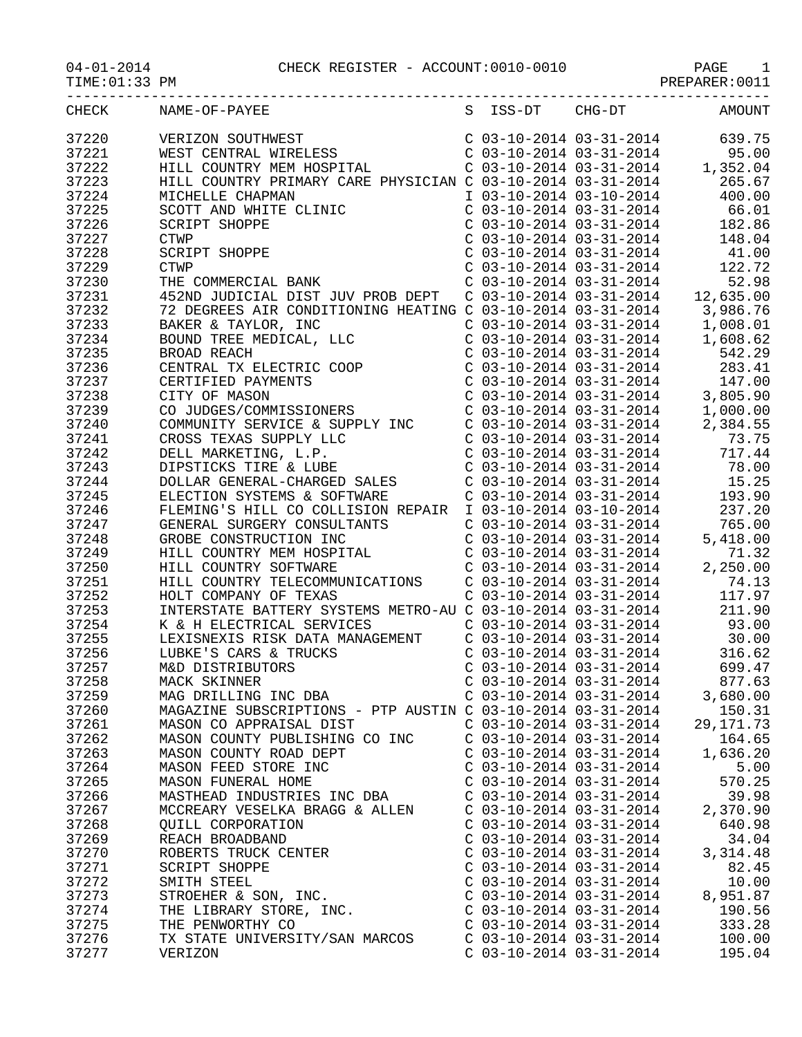CHECK REGISTER - ACCOUNT:0010-0010

04-01-2014
TIME:01:33 PM
PREPARER:0011

| CHECK | NAME-OF-PAYEE | S | ISS-DT | CHG-DT | AMOUNT |
|---|---|---|---|---|---|
| 37220 | VERIZON SOUTHWEST | C | 03-10-2014 | 03-31-2014 | 639.75 |
| 37221 | WEST CENTRAL WIRELESS | C | 03-10-2014 | 03-31-2014 | 95.00 |
| 37222 | HILL COUNTRY MEM HOSPITAL | C | 03-10-2014 | 03-31-2014 | 1,352.04 |
| 37223 | HILL COUNTRY PRIMARY CARE PHYSICIAN | C | 03-10-2014 | 03-31-2014 | 265.67 |
| 37224 | MICHELLE CHAPMAN | I | 03-10-2014 | 03-10-2014 | 400.00 |
| 37225 | SCOTT AND WHITE CLINIC | C | 03-10-2014 | 03-31-2014 | 66.01 |
| 37226 | SCRIPT SHOPPE | C | 03-10-2014 | 03-31-2014 | 182.86 |
| 37227 | CTWP | C | 03-10-2014 | 03-31-2014 | 148.04 |
| 37228 | SCRIPT SHOPPE | C | 03-10-2014 | 03-31-2014 | 41.00 |
| 37229 | CTWP | C | 03-10-2014 | 03-31-2014 | 122.72 |
| 37230 | THE COMMERCIAL BANK | C | 03-10-2014 | 03-31-2014 | 52.98 |
| 37231 | 452ND JUDICIAL DIST JUV PROB DEPT | C | 03-10-2014 | 03-31-2014 | 12,635.00 |
| 37232 | 72 DEGREES AIR CONDITIONING HEATING | C | 03-10-2014 | 03-31-2014 | 3,986.76 |
| 37233 | BAKER & TAYLOR, INC | C | 03-10-2014 | 03-31-2014 | 1,008.01 |
| 37234 | BOUND TREE MEDICAL, LLC | C | 03-10-2014 | 03-31-2014 | 1,608.62 |
| 37235 | BROAD REACH | C | 03-10-2014 | 03-31-2014 | 542.29 |
| 37236 | CENTRAL TX ELECTRIC COOP | C | 03-10-2014 | 03-31-2014 | 283.41 |
| 37237 | CERTIFIED PAYMENTS | C | 03-10-2014 | 03-31-2014 | 147.00 |
| 37238 | CITY OF MASON | C | 03-10-2014 | 03-31-2014 | 3,805.90 |
| 37239 | CO JUDGES/COMMISSIONERS | C | 03-10-2014 | 03-31-2014 | 1,000.00 |
| 37240 | COMMUNITY SERVICE & SUPPLY INC | C | 03-10-2014 | 03-31-2014 | 2,384.55 |
| 37241 | CROSS TEXAS SUPPLY LLC | C | 03-10-2014 | 03-31-2014 | 73.75 |
| 37242 | DELL MARKETING, L.P. | C | 03-10-2014 | 03-31-2014 | 717.44 |
| 37243 | DIPSTICKS TIRE & LUBE | C | 03-10-2014 | 03-31-2014 | 78.00 |
| 37244 | DOLLAR GENERAL-CHARGED SALES | C | 03-10-2014 | 03-31-2014 | 15.25 |
| 37245 | ELECTION SYSTEMS & SOFTWARE | C | 03-10-2014 | 03-31-2014 | 193.90 |
| 37246 | FLEMING'S HILL CO COLLISION REPAIR | I | 03-10-2014 | 03-10-2014 | 237.20 |
| 37247 | GENERAL SURGERY CONSULTANTS | C | 03-10-2014 | 03-31-2014 | 765.00 |
| 37248 | GROBE CONSTRUCTION INC | C | 03-10-2014 | 03-31-2014 | 5,418.00 |
| 37249 | HILL COUNTRY MEM HOSPITAL | C | 03-10-2014 | 03-31-2014 | 71.32 |
| 37250 | HILL COUNTRY SOFTWARE | C | 03-10-2014 | 03-31-2014 | 2,250.00 |
| 37251 | HILL COUNTRY TELECOMMUNICATIONS | C | 03-10-2014 | 03-31-2014 | 74.13 |
| 37252 | HOLT COMPANY OF TEXAS | C | 03-10-2014 | 03-31-2014 | 117.97 |
| 37253 | INTERSTATE BATTERY SYSTEMS METRO-AU | C | 03-10-2014 | 03-31-2014 | 211.90 |
| 37254 | K & H ELECTRICAL SERVICES | C | 03-10-2014 | 03-31-2014 | 93.00 |
| 37255 | LEXISNEXIS RISK DATA MANAGEMENT | C | 03-10-2014 | 03-31-2014 | 30.00 |
| 37256 | LUBKE'S CARS & TRUCKS | C | 03-10-2014 | 03-31-2014 | 316.62 |
| 37257 | M&D DISTRIBUTORS | C | 03-10-2014 | 03-31-2014 | 699.47 |
| 37258 | MACK SKINNER | C | 03-10-2014 | 03-31-2014 | 877.63 |
| 37259 | MAG DRILLING INC DBA | C | 03-10-2014 | 03-31-2014 | 3,680.00 |
| 37260 | MAGAZINE SUBSCRIPTIONS - PTP AUSTIN | C | 03-10-2014 | 03-31-2014 | 150.31 |
| 37261 | MASON CO APPRAISAL DIST | C | 03-10-2014 | 03-31-2014 | 29,171.73 |
| 37262 | MASON COUNTY PUBLISHING CO INC | C | 03-10-2014 | 03-31-2014 | 164.65 |
| 37263 | MASON COUNTY ROAD DEPT | C | 03-10-2014 | 03-31-2014 | 1,636.20 |
| 37264 | MASON FEED STORE INC | C | 03-10-2014 | 03-31-2014 | 5.00 |
| 37265 | MASON FUNERAL HOME | C | 03-10-2014 | 03-31-2014 | 570.25 |
| 37266 | MASTHEAD INDUSTRIES INC DBA | C | 03-10-2014 | 03-31-2014 | 39.98 |
| 37267 | MCCREARY VESELKA BRAGG & ALLEN | C | 03-10-2014 | 03-31-2014 | 2,370.90 |
| 37268 | QUILL CORPORATION | C | 03-10-2014 | 03-31-2014 | 640.98 |
| 37269 | REACH BROADBAND | C | 03-10-2014 | 03-31-2014 | 34.04 |
| 37270 | ROBERTS TRUCK CENTER | C | 03-10-2014 | 03-31-2014 | 3,314.48 |
| 37271 | SCRIPT SHOPPE | C | 03-10-2014 | 03-31-2014 | 82.45 |
| 37272 | SMITH STEEL | C | 03-10-2014 | 03-31-2014 | 10.00 |
| 37273 | STROEHER & SON, INC. | C | 03-10-2014 | 03-31-2014 | 8,951.87 |
| 37274 | THE LIBRARY STORE, INC. | C | 03-10-2014 | 03-31-2014 | 190.56 |
| 37275 | THE PENWORTHY CO | C | 03-10-2014 | 03-31-2014 | 333.28 |
| 37276 | TX STATE UNIVERSITY/SAN MARCOS | C | 03-10-2014 | 03-31-2014 | 100.00 |
| 37277 | VERIZON | C | 03-10-2014 | 03-31-2014 | 195.04 |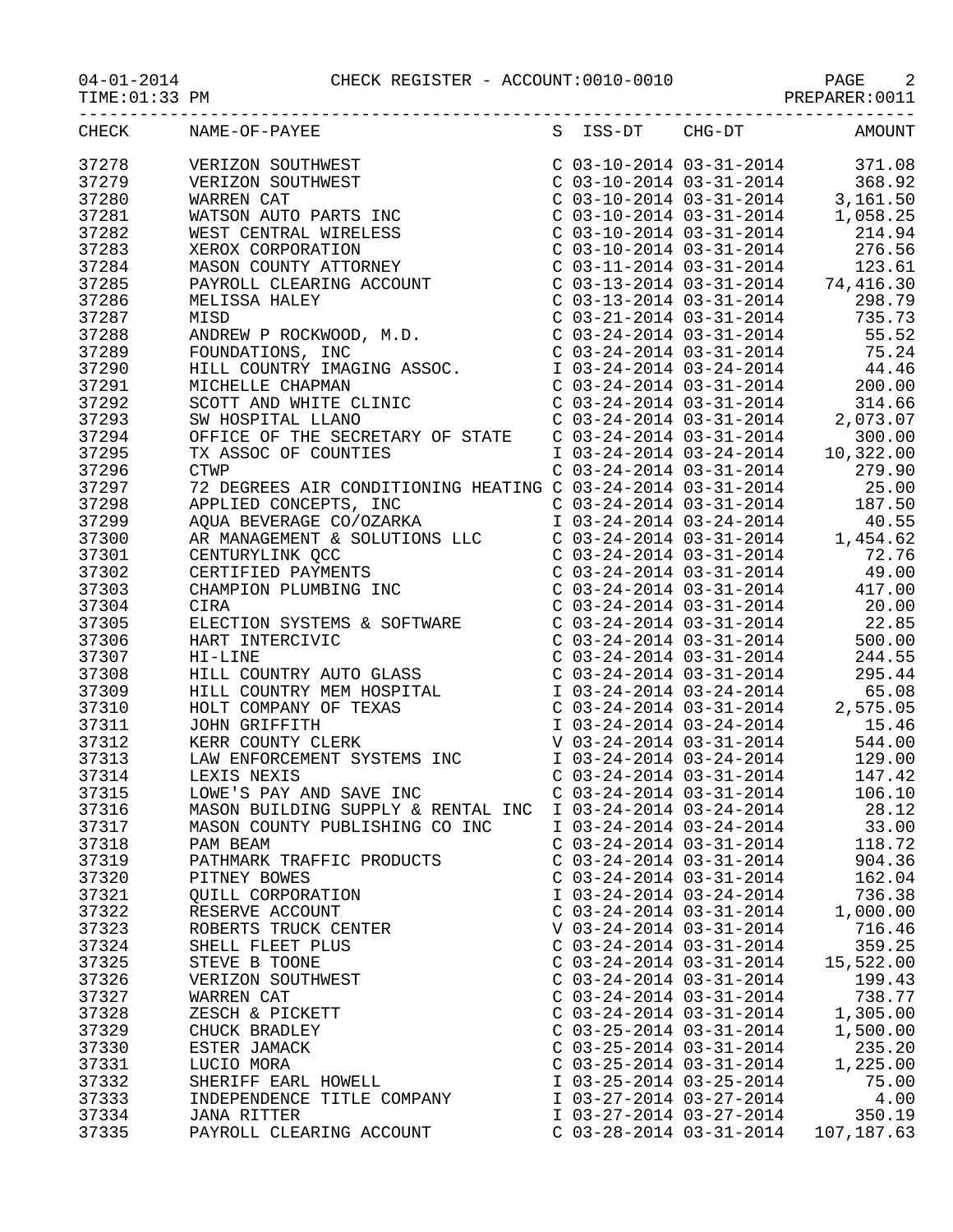04-01-2014 CHECK REGISTER - ACCOUNT:0010-0010

TIME:01:33 PM PREPARER:0011

| CHECK | NAME-OF-PAYEE | S | ISS-DT | CHG-DT | AMOUNT |
|---|---|---|---|---|---|
| 37278 | VERIZON SOUTHWEST | C | 03-10-2014 | 03-31-2014 | 371.08 |
| 37279 | VERIZON SOUTHWEST | C | 03-10-2014 | 03-31-2014 | 368.92 |
| 37280 | WARREN CAT | C | 03-10-2014 | 03-31-2014 | 3,161.50 |
| 37281 | WATSON AUTO PARTS INC | C | 03-10-2014 | 03-31-2014 | 1,058.25 |
| 37282 | WEST CENTRAL WIRELESS | C | 03-10-2014 | 03-31-2014 | 214.94 |
| 37283 | XEROX CORPORATION | C | 03-10-2014 | 03-31-2014 | 276.56 |
| 37284 | MASON COUNTY ATTORNEY | C | 03-11-2014 | 03-31-2014 | 123.61 |
| 37285 | PAYROLL CLEARING ACCOUNT | C | 03-13-2014 | 03-31-2014 | 74,416.30 |
| 37286 | MELISSA HALEY | C | 03-13-2014 | 03-31-2014 | 298.79 |
| 37287 | MISD | C | 03-21-2014 | 03-31-2014 | 735.73 |
| 37288 | ANDREW P ROCKWOOD, M.D. | C | 03-24-2014 | 03-31-2014 | 55.52 |
| 37289 | FOUNDATIONS, INC | C | 03-24-2014 | 03-31-2014 | 75.24 |
| 37290 | HILL COUNTRY IMAGING ASSOC. | I | 03-24-2014 | 03-24-2014 | 44.46 |
| 37291 | MICHELLE CHAPMAN | C | 03-24-2014 | 03-31-2014 | 200.00 |
| 37292 | SCOTT AND WHITE CLINIC | C | 03-24-2014 | 03-31-2014 | 314.66 |
| 37293 | SW HOSPITAL LLANO | C | 03-24-2014 | 03-31-2014 | 2,073.07 |
| 37294 | OFFICE OF THE SECRETARY OF STATE | C | 03-24-2014 | 03-31-2014 | 300.00 |
| 37295 | TX ASSOC OF COUNTIES | I | 03-24-2014 | 03-24-2014 | 10,322.00 |
| 37296 | CTWP | C | 03-24-2014 | 03-31-2014 | 279.90 |
| 37297 | 72 DEGREES AIR CONDITIONING HEATING | C | 03-24-2014 | 03-31-2014 | 25.00 |
| 37298 | APPLIED CONCEPTS, INC | C | 03-24-2014 | 03-31-2014 | 187.50 |
| 37299 | AQUA BEVERAGE CO/OZARKA | I | 03-24-2014 | 03-24-2014 | 40.55 |
| 37300 | AR MANAGEMENT & SOLUTIONS LLC | C | 03-24-2014 | 03-31-2014 | 1,454.62 |
| 37301 | CENTURYLINK QCC | C | 03-24-2014 | 03-31-2014 | 72.76 |
| 37302 | CERTIFIED PAYMENTS | C | 03-24-2014 | 03-31-2014 | 49.00 |
| 37303 | CHAMPION PLUMBING INC | C | 03-24-2014 | 03-31-2014 | 417.00 |
| 37304 | CIRA | C | 03-24-2014 | 03-31-2014 | 20.00 |
| 37305 | ELECTION SYSTEMS & SOFTWARE | C | 03-24-2014 | 03-31-2014 | 22.85 |
| 37306 | HART INTERCIVIC | C | 03-24-2014 | 03-31-2014 | 500.00 |
| 37307 | HI-LINE | C | 03-24-2014 | 03-31-2014 | 244.55 |
| 37308 | HILL COUNTRY AUTO GLASS | C | 03-24-2014 | 03-31-2014 | 295.44 |
| 37309 | HILL COUNTRY MEM HOSPITAL | I | 03-24-2014 | 03-24-2014 | 65.08 |
| 37310 | HOLT COMPANY OF TEXAS | C | 03-24-2014 | 03-31-2014 | 2,575.05 |
| 37311 | JOHN GRIFFITH | I | 03-24-2014 | 03-24-2014 | 15.46 |
| 37312 | KERR COUNTY CLERK | V | 03-24-2014 | 03-31-2014 | 544.00 |
| 37313 | LAW ENFORCEMENT SYSTEMS INC | I | 03-24-2014 | 03-24-2014 | 129.00 |
| 37314 | LEXIS NEXIS | C | 03-24-2014 | 03-31-2014 | 147.42 |
| 37315 | LOWE'S PAY AND SAVE INC | C | 03-24-2014 | 03-31-2014 | 106.10 |
| 37316 | MASON BUILDING SUPPLY & RENTAL INC | I | 03-24-2014 | 03-24-2014 | 28.12 |
| 37317 | MASON COUNTY PUBLISHING CO INC | I | 03-24-2014 | 03-24-2014 | 33.00 |
| 37318 | PAM BEAM | C | 03-24-2014 | 03-31-2014 | 118.72 |
| 37319 | PATHMARK TRAFFIC PRODUCTS | C | 03-24-2014 | 03-31-2014 | 904.36 |
| 37320 | PITNEY BOWES | C | 03-24-2014 | 03-31-2014 | 162.04 |
| 37321 | QUILL CORPORATION | I | 03-24-2014 | 03-24-2014 | 736.38 |
| 37322 | RESERVE ACCOUNT | C | 03-24-2014 | 03-31-2014 | 1,000.00 |
| 37323 | ROBERTS TRUCK CENTER | V | 03-24-2014 | 03-31-2014 | 716.46 |
| 37324 | SHELL FLEET PLUS | C | 03-24-2014 | 03-31-2014 | 359.25 |
| 37325 | STEVE B TOONE | C | 03-24-2014 | 03-31-2014 | 15,522.00 |
| 37326 | VERIZON SOUTHWEST | C | 03-24-2014 | 03-31-2014 | 199.43 |
| 37327 | WARREN CAT | C | 03-24-2014 | 03-31-2014 | 738.77 |
| 37328 | ZESCH & PICKETT | C | 03-24-2014 | 03-31-2014 | 1,305.00 |
| 37329 | CHUCK BRADLEY | C | 03-25-2014 | 03-31-2014 | 1,500.00 |
| 37330 | ESTER JAMACK | C | 03-25-2014 | 03-31-2014 | 235.20 |
| 37331 | LUCIO MORA | C | 03-25-2014 | 03-31-2014 | 1,225.00 |
| 37332 | SHERIFF EARL HOWELL | I | 03-25-2014 | 03-25-2014 | 75.00 |
| 37333 | INDEPENDENCE TITLE COMPANY | I | 03-27-2014 | 03-27-2014 | 4.00 |
| 37334 | JANA RITTER | I | 03-27-2014 | 03-27-2014 | 350.19 |
| 37335 | PAYROLL CLEARING ACCOUNT | C | 03-28-2014 | 03-31-2014 | 107,187.63 |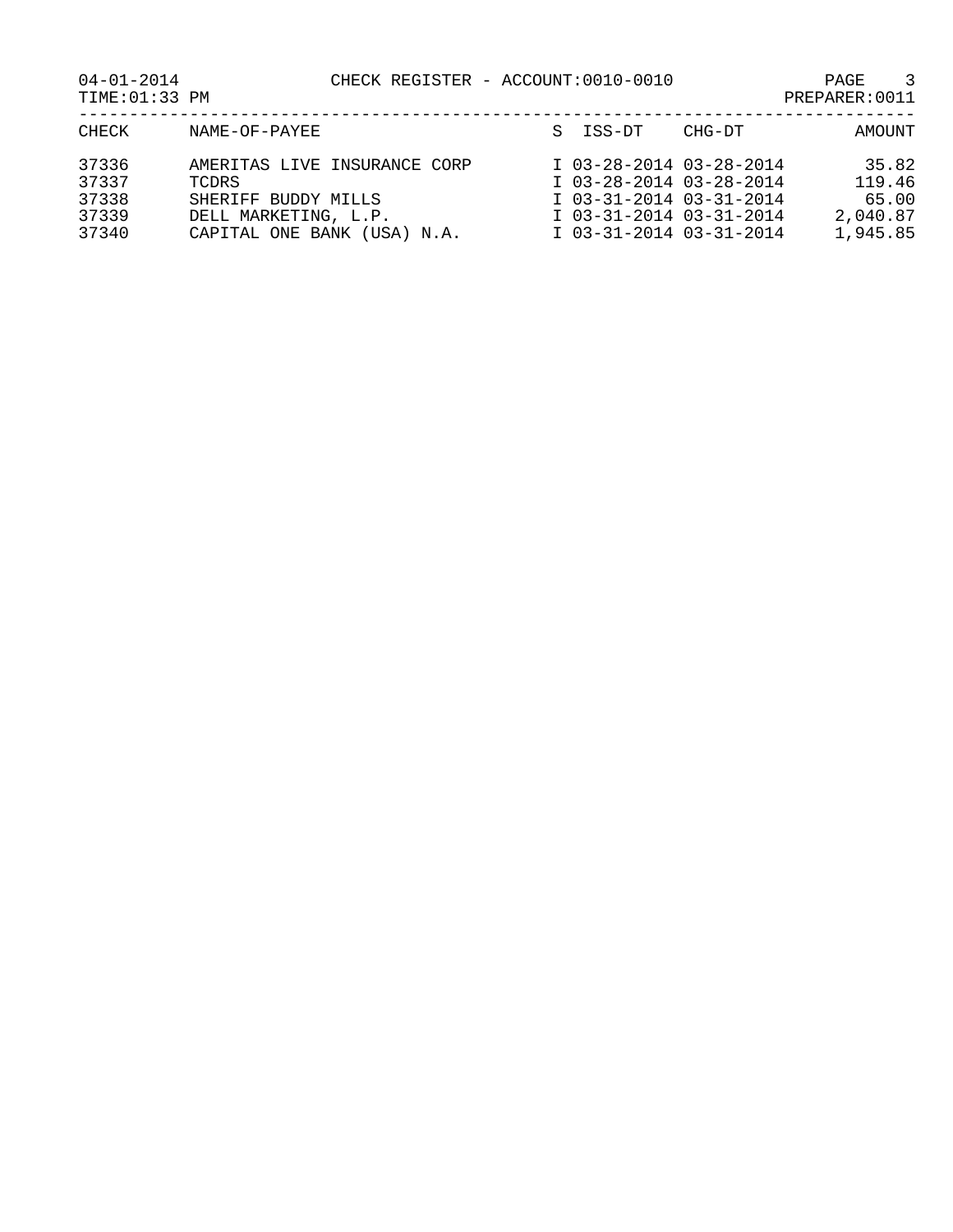| CHECK | NAME-OF-PAYEE | S | ISS-DT | CHG-DT | AMOUNT |
|---|---|---|---|---|---|
| 37336 | AMERITAS LIVE INSURANCE CORP | I | 03-28-2014 | 03-28-2014 | 35.82 |
| 37337 | TCDRS | I | 03-28-2014 | 03-28-2014 | 119.46 |
| 37338 | SHERIFF BUDDY MILLS | I | 03-31-2014 | 03-31-2014 | 65.00 |
| 37339 | DELL MARKETING, L.P. | I | 03-31-2014 | 03-31-2014 | 2,040.87 |
| 37340 | CAPITAL ONE BANK (USA) N.A. | I | 03-31-2014 | 03-31-2014 | 1,945.85 |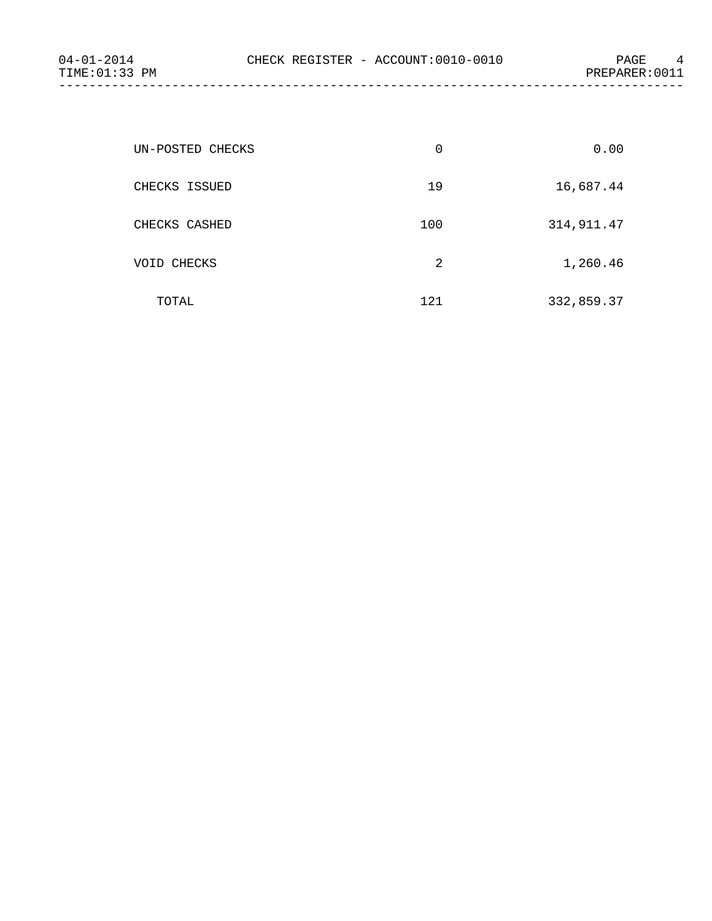| | | |
|---|---|---|
| UN-POSTED CHECKS | 0 | 0.00 |
| CHECKS ISSUED | 19 | 16,687.44 |
| CHECKS CASHED | 100 | 314,911.47 |
| VOID CHECKS | 2 | 1,260.46 |
| TOTAL | 121 | 332,859.37 |